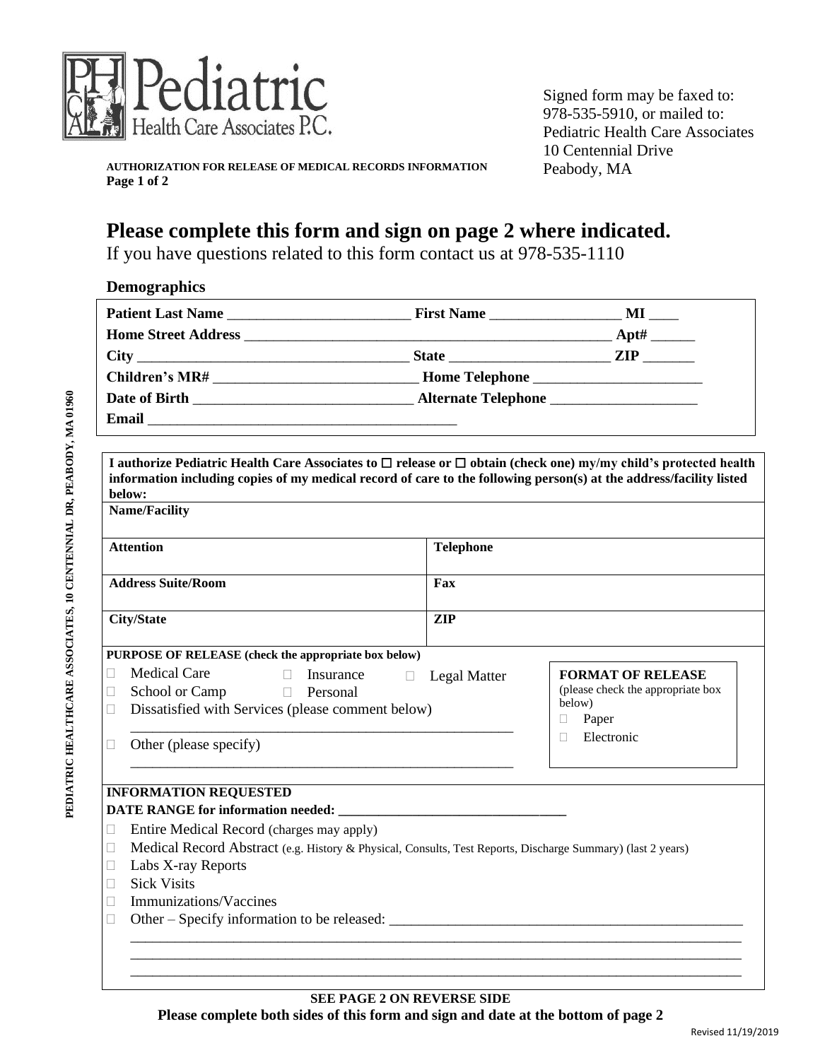Pediatric Health Care Associates P.C.

Signed form may be faxed to: 978-535-5910, or mailed to:
Pediatric Health Care Associates
10 Centennial Drive
Peabody, MA

**AUTHORIZATION FOR RELEASE OF MEDICAL RECORDS INFORMATION**
**Page 1 of 2**

# Please complete this form and sign on page 2 where indicated.

If you have questions related to this form contact us at 978-535-1110

## Demographics

**Patient Last Name** _________________________ **First Name** __________________ **MI** ____
**Home Street Address** _____________________________________________________ **Apt#** ______
**City** _____________________________________ **State** ______________________ **ZIP** _______
**Children's MR#** ____________________________ **Home Telephone** _______________________
**Date of Birth** _____________________________ **Alternate Telephone** ____________________
**Email** ___________________________________________

**I authorize Pediatric Health Care Associates to ☐ release or ☐ obtain (check one) my/my child's protected health information including copies of my medical record of care to the following person(s) at the address/facility listed below:**

| **Name/Facility** | |
|---|---|
| **Attention** | **Telephone** |
| **Address Suite/Room** | **Fax** |
| **City/State** | **ZIP** |

**PURPOSE OF RELEASE (check the appropriate box below)**

- ☐ Medical Care
- ☐ Insurance
- ☐ Legal Matter
- ☐ School or Camp
- ☐ Personal
- ☐ Dissatisfied with Services (please comment below)
  _____________________________________________________
- ☐ Other (please specify)
  _____________________________________________________

**FORMAT OF RELEASE**
(please check the appropriate box below)

- ☐ Paper
- ☐ Electronic

**INFORMATION REQUESTED**
**DATE RANGE for information needed:** _________________________________

- ☐ Entire Medical Record (charges may apply)
- ☐ Medical Record Abstract (e.g. History & Physical, Consults, Test Reports, Discharge Summary) (last 2 years)
- ☐ Labs X-ray Reports
- ☐ Sick Visits
- ☐ Immunizations/Vaccines
- ☐ Other – Specify information to be released: ________________________________________________
  _____________________________________________________________________________________
  _____________________________________________________________________________________
  _____________________________________________________________________________________

**SEE PAGE 2 ON REVERSE SIDE**
**Please complete both sides of this form and sign and date at the bottom of page 2**

Revised 11/19/2019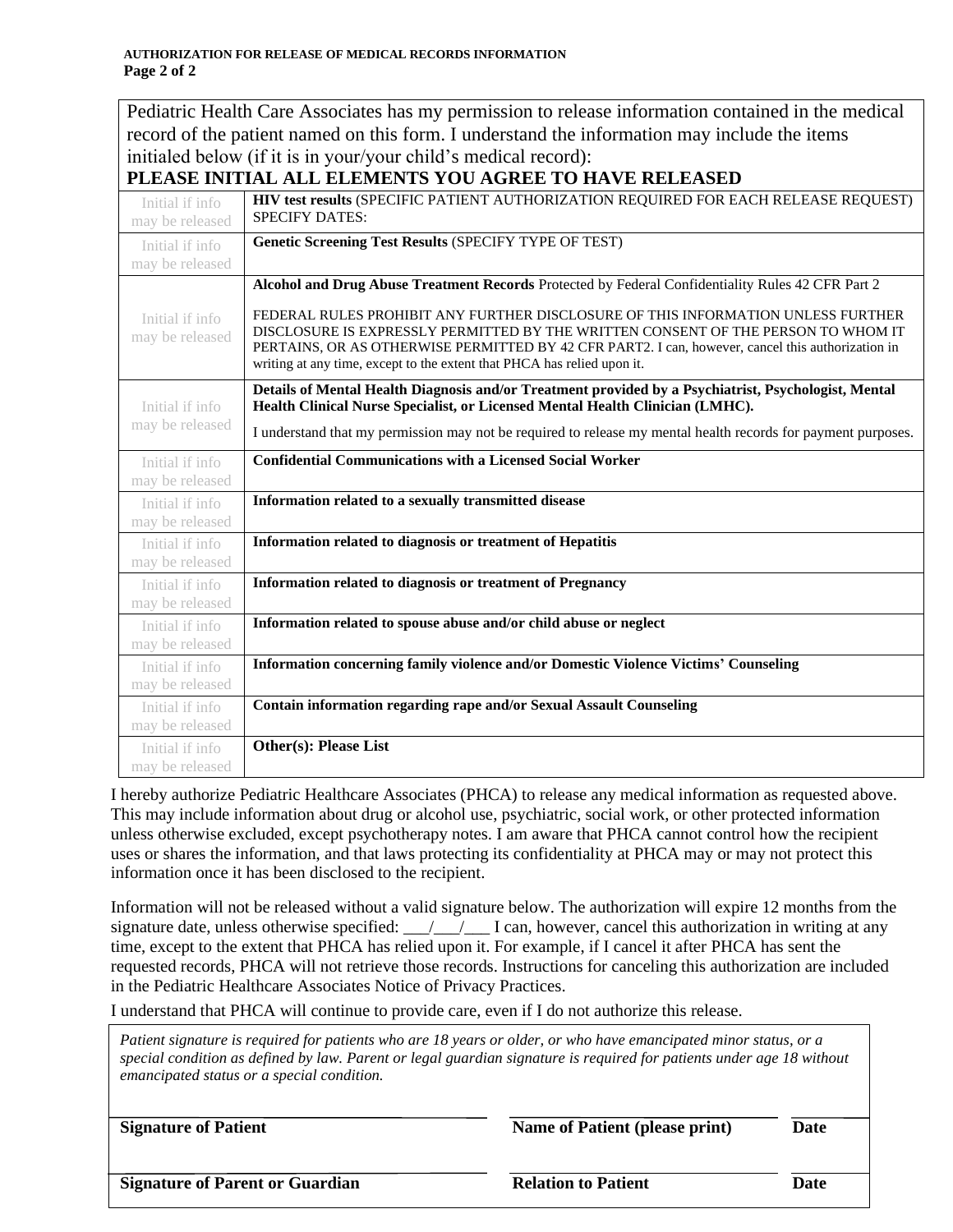**AUTHORIZATION FOR RELEASE OF MEDICAL RECORDS INFORMATION**
**Page 2 of 2**

Pediatric Health Care Associates has my permission to release information contained in the medical record of the patient named on this form. I understand the information may include the items initialed below (if it is in your/your child's medical record):

**PLEASE INITIAL ALL ELEMENTS YOU AGREE TO HAVE RELEASED**

| | |
|---|---|
| Initial if info may be released | **HIV test results** (SPECIFIC PATIENT AUTHORIZATION REQUIRED FOR EACH RELEASE REQUEST) SPECIFY DATES: |
| Initial if info may be released | **Genetic Screening Test Results** (SPECIFY TYPE OF TEST) |
| Initial if info may be released | **Alcohol and Drug Abuse Treatment Records** Protected by Federal Confidentiality Rules 42 CFR Part 2<br><br>FEDERAL RULES PROHIBIT ANY FURTHER DISCLOSURE OF THIS INFORMATION UNLESS FURTHER DISCLOSURE IS EXPRESSLY PERMITTED BY THE WRITTEN CONSENT OF THE PERSON TO WHOM IT PERTAINS, OR AS OTHERWISE PERMITTED BY 42 CFR PART2. I can, however, cancel this authorization in writing at any time, except to the extent that PHCA has relied upon it. |
| Initial if info may be released | **Details of Mental Health Diagnosis and/or Treatment provided by a Psychiatrist, Psychologist, Mental Health Clinical Nurse Specialist, or Licensed Mental Health Clinician (LMHC).**<br><br>I understand that my permission may not be required to release my mental health records for payment purposes. |
| Initial if info may be released | **Confidential Communications with a Licensed Social Worker** |
| Initial if info may be released | **Information related to a sexually transmitted disease** |
| Initial if info may be released | **Information related to diagnosis or treatment of Hepatitis** |
| Initial if info may be released | **Information related to diagnosis or treatment of Pregnancy** |
| Initial if info may be released | **Information related to spouse abuse and/or child abuse or neglect** |
| Initial if info may be released | **Information concerning family violence and/or Domestic Violence Victims' Counseling** |
| Initial if info may be released | **Contain information regarding rape and/or Sexual Assault Counseling** |
| Initial if info may be released | **Other(s): Please List** |

I hereby authorize Pediatric Healthcare Associates (PHCA) to release any medical information as requested above. This may include information about drug or alcohol use, psychiatric, social work, or other protected information unless otherwise excluded, except psychotherapy notes. I am aware that PHCA cannot control how the recipient uses or shares the information, and that laws protecting its confidentiality at PHCA may or may not protect this information once it has been disclosed to the recipient.

Information will not be released without a valid signature below. The authorization will expire 12 months from the signature date, unless otherwise specified: ___/___/___ I can, however, cancel this authorization in writing at any time, except to the extent that PHCA has relied upon it. For example, if I cancel it after PHCA has sent the requested records, PHCA will not retrieve those records. Instructions for canceling this authorization are included in the Pediatric Healthcare Associates Notice of Privacy Practices.

I understand that PHCA will continue to provide care, even if I do not authorize this release.

*Patient signature is required for patients who are 18 years or older, or who have emancipated minor status, or a special condition as defined by law. Parent or legal guardian signature is required for patients under age 18 without emancipated status or a special condition.*

| | | |
|---|---|---|
| **Signature of Patient** | **Name of Patient (please print)** | **Date** |
| **Signature of Parent or Guardian** | **Relation to Patient** | **Date** |